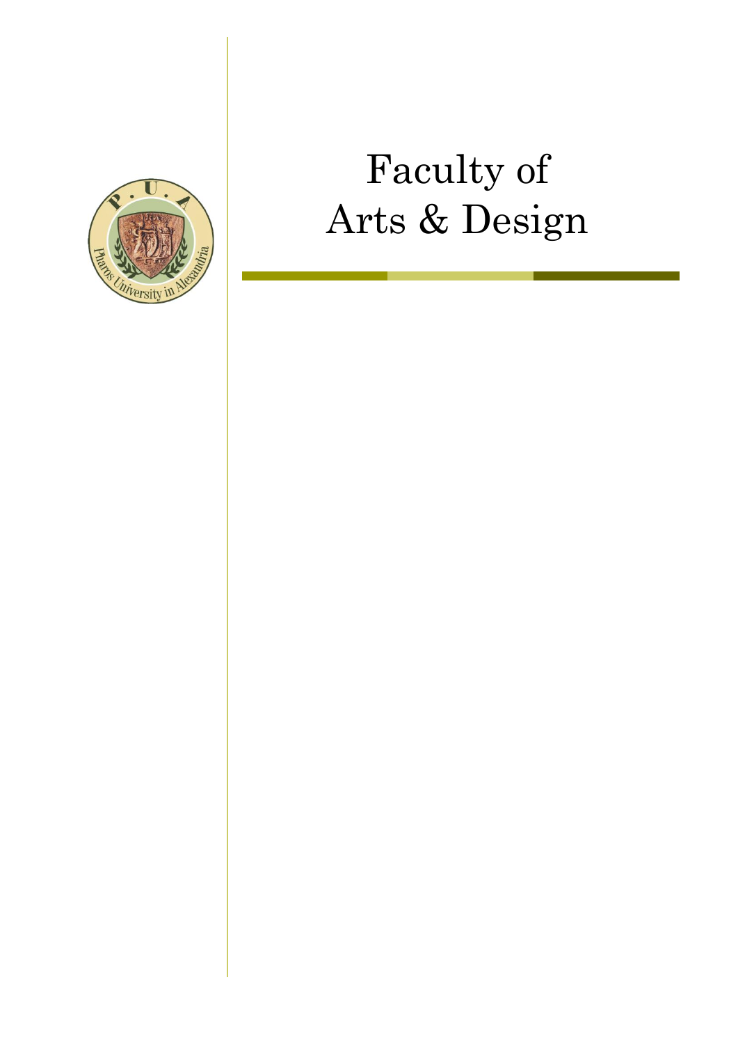# Faculty of Arts & Design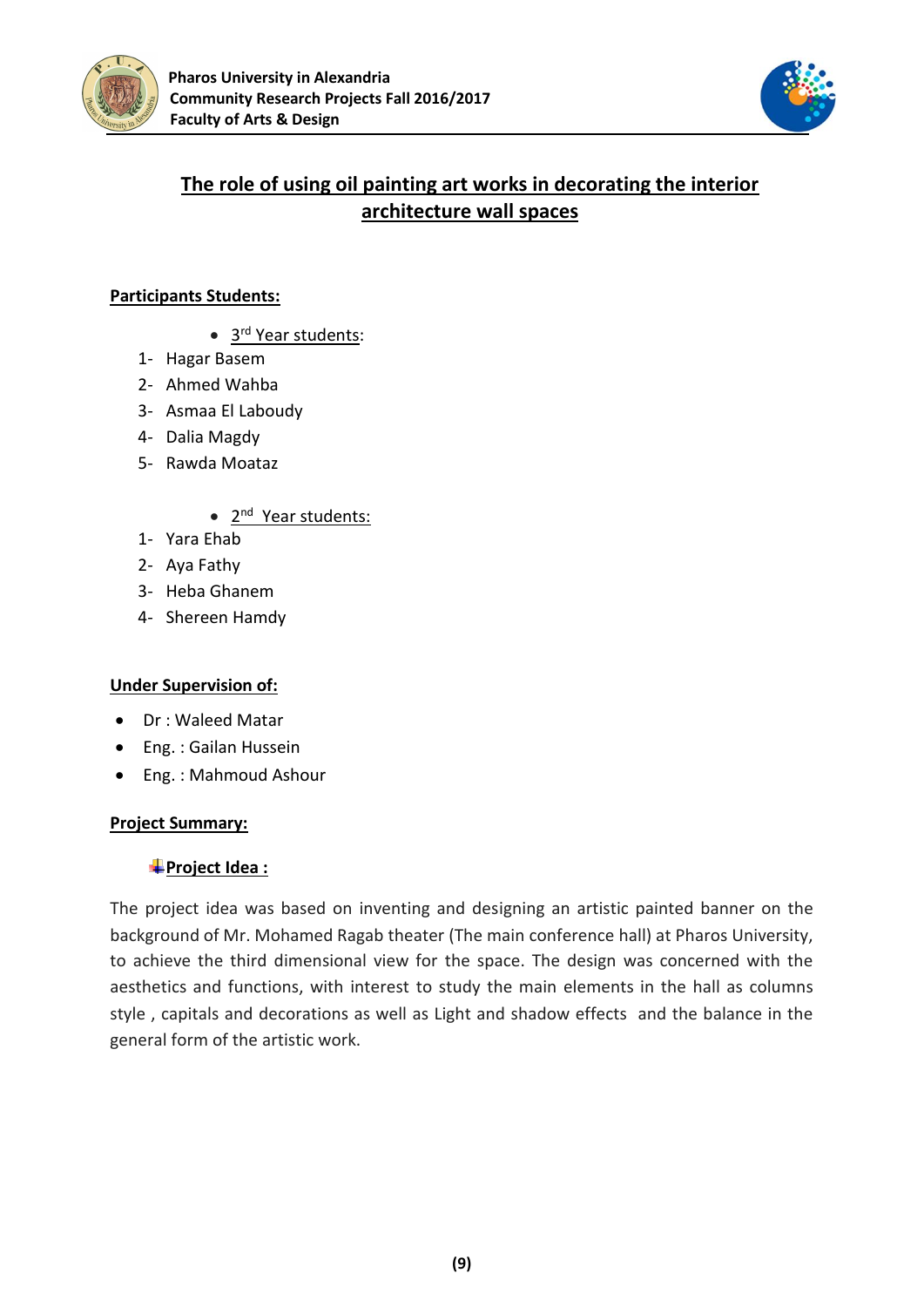# The role of using oil painting art works in decorating the interior architecture wall spaces

**Participants Students:**

- 3rd Year students:

1- Hagar Basem
2- Ahmed Wahba
3- Asmaa El Laboudy
4- Dalia Magdy
5- Rawda Moataz

- 2nd Year students:

1- Yara Ehab
2- Aya Fathy
3- Heba Ghanem
4- Shereen Hamdy

**Under Supervision of:**

- Dr : Waleed Matar
- Eng. : Gailan Hussein
- Eng. : Mahmoud Ashour

**Project Summary:**

**Project Idea :**

The project idea was based on inventing and designing an artistic painted banner on the background of Mr. Mohamed Ragab theater (The main conference hall) at Pharos University, to achieve the third dimensional view for the space. The design was concerned with the aesthetics and functions, with interest to study the main elements in the hall as columns style , capitals and decorations as well as Light and shadow effects and the balance in the general form of the artistic work.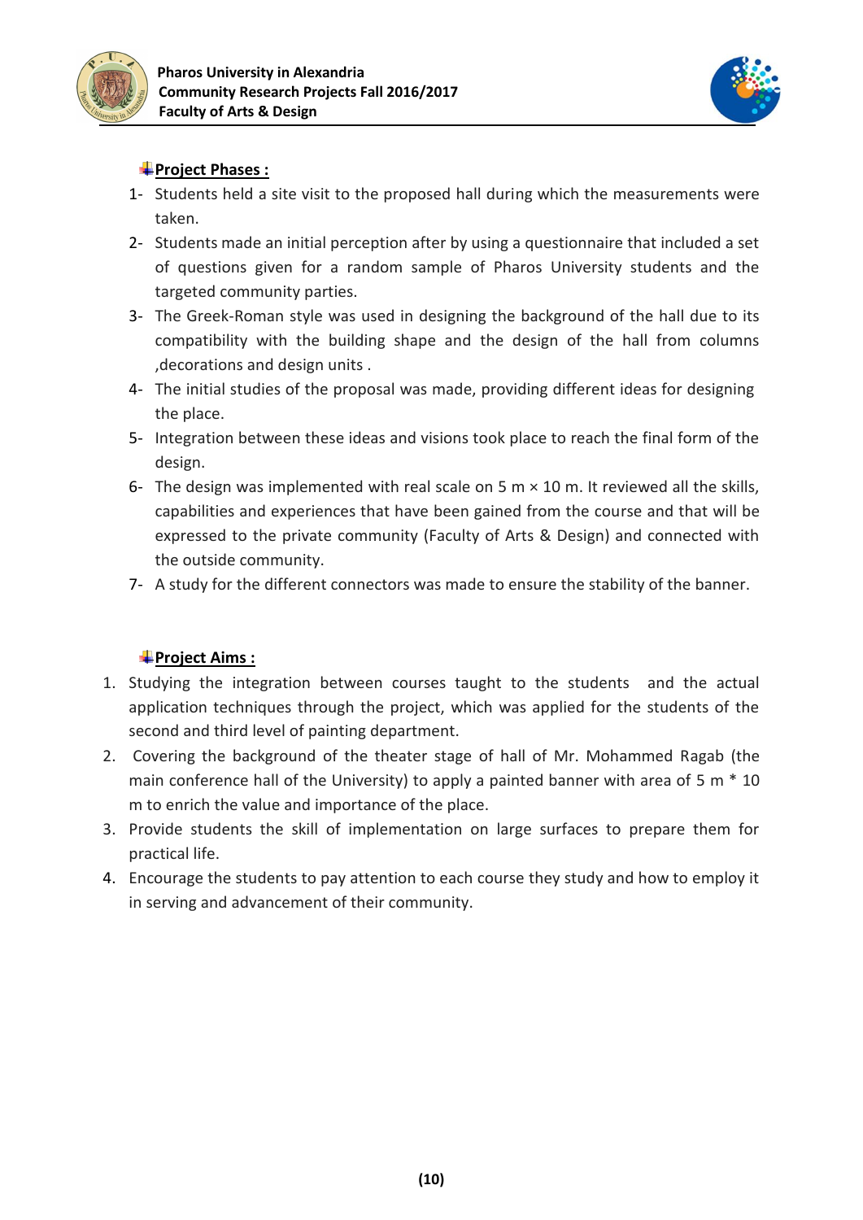## Project Phases :

1- Students held a site visit to the proposed hall during which the measurements were taken.
2- Students made an initial perception after by using a questionnaire that included a set of questions given for a random sample of Pharos University students and the targeted community parties.
3- The Greek-Roman style was used in designing the background of the hall due to its compatibility with the building shape and the design of the hall from columns ,decorations and design units .
4- The initial studies of the proposal was made, providing different ideas for designing the place.
5- Integration between these ideas and visions took place to reach the final form of the design.
6- The design was implemented with real scale on 5 m × 10 m. It reviewed all the skills, capabilities and experiences that have been gained from the course and that will be expressed to the private community (Faculty of Arts & Design) and connected with the outside community.
7- A study for the different connectors was made to ensure the stability of the banner.

## Project Aims :

1. Studying the integration between courses taught to the students and the actual application techniques through the project, which was applied for the students of the second and third level of painting department.
2. Covering the background of the theater stage of hall of Mr. Mohammed Ragab (the main conference hall of the University) to apply a painted banner with area of 5 m * 10 m to enrich the value and importance of the place.
3. Provide students the skill of implementation on large surfaces to prepare them for practical life.
4. Encourage the students to pay attention to each course they study and how to employ it in serving and advancement of their community.